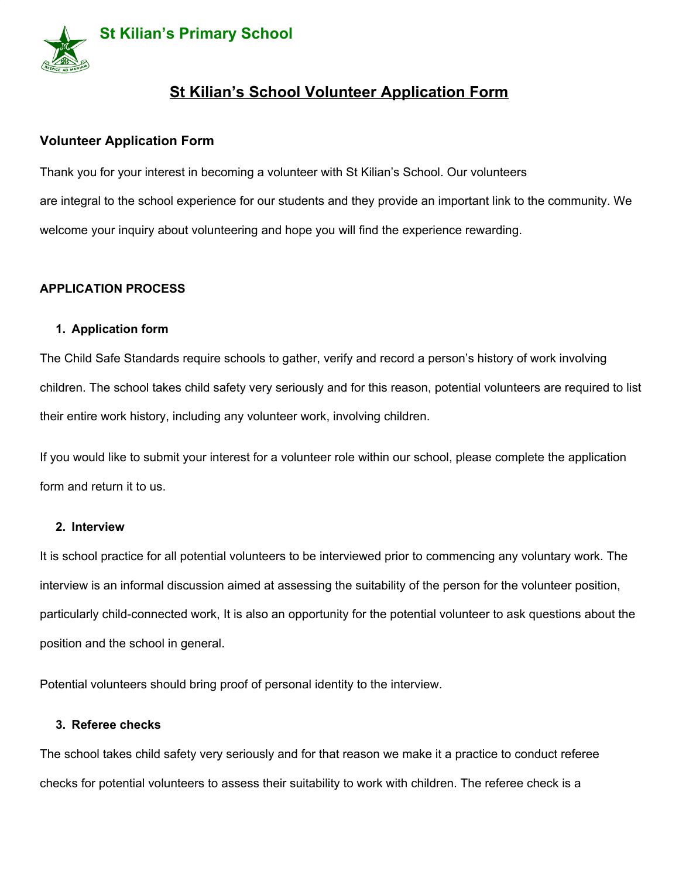# St Kilian's Primary School

## St Kilian's School Volunteer Application Form

### Volunteer Application Form

Thank you for your interest in becoming a volunteer with St Kilian's School. Our volunteers are integral to the school experience for our students and they provide an important link to the community. We welcome your inquiry about volunteering and hope you will find the experience rewarding.

**APPLICATION PROCESS**

1. **Application form**

The Child Safe Standards require schools to gather, verify and record a person's history of work involving children. The school takes child safety very seriously and for this reason, potential volunteers are required to list their entire work history, including any volunteer work, involving children.

If you would like to submit your interest for a volunteer role within our school, please complete the application form and return it to us.

2. **Interview**

It is school practice for all potential volunteers to be interviewed prior to commencing any voluntary work. The interview is an informal discussion aimed at assessing the suitability of the person for the volunteer position, particularly child-connected work, It is also an opportunity for the potential volunteer to ask questions about the position and the school in general.

Potential volunteers should bring proof of personal identity to the interview.

3. **Referee checks**

The school takes child safety very seriously and for that reason we make it a practice to conduct referee checks for potential volunteers to assess their suitability to work with children. The referee check is a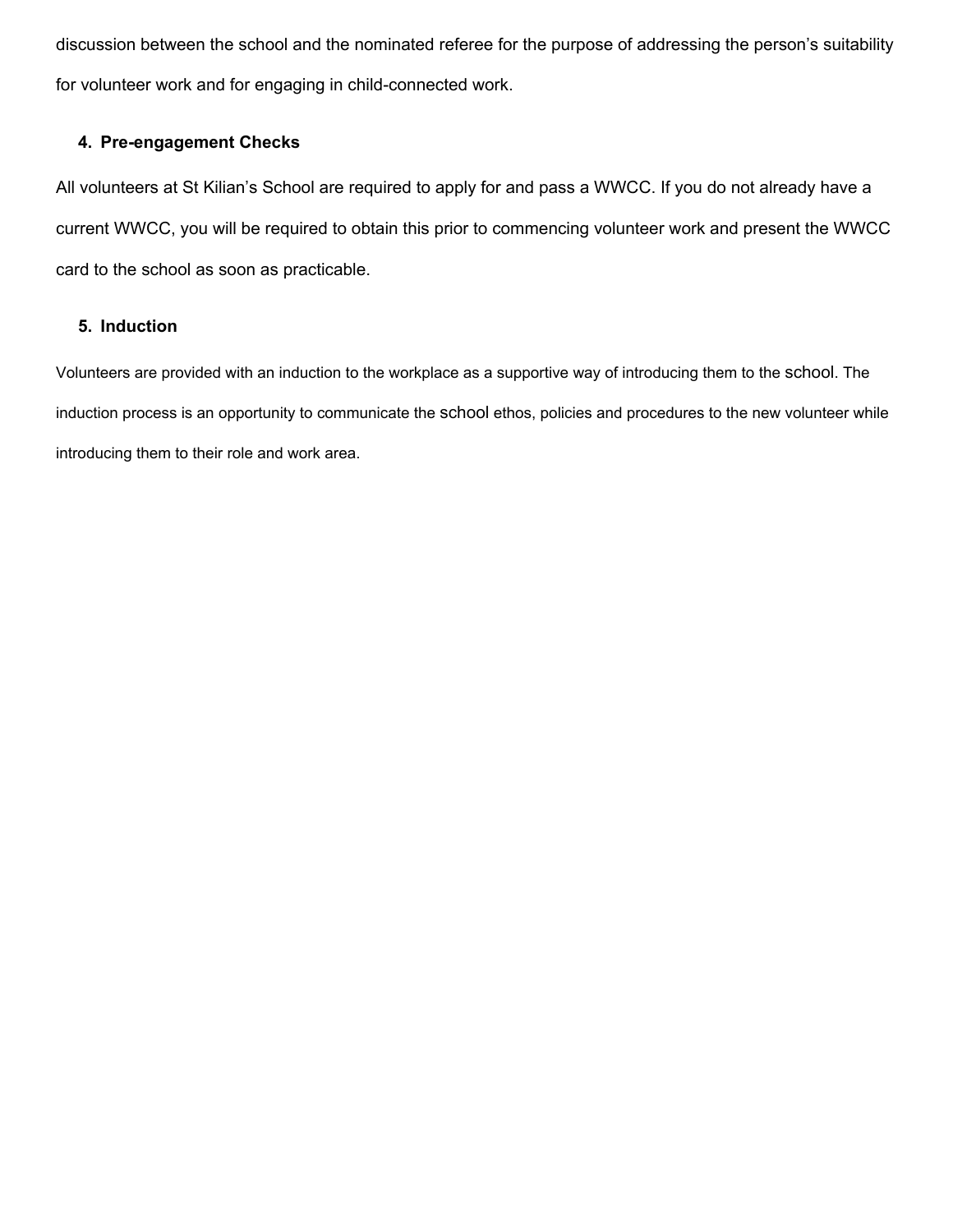discussion between the school and the nominated referee for the purpose of addressing the person's suitability for volunteer work and for engaging in child-connected work.

**4. Pre-engagement Checks**

All volunteers at St Kilian's School are required to apply for and pass a WWCC. If you do not already have a current WWCC, you will be required to obtain this prior to commencing volunteer work and present the WWCC card to the school as soon as practicable.

**5. Induction**

Volunteers are provided with an induction to the workplace as a supportive way of introducing them to the school. The induction process is an opportunity to communicate the school ethos, policies and procedures to the new volunteer while introducing them to their role and work area.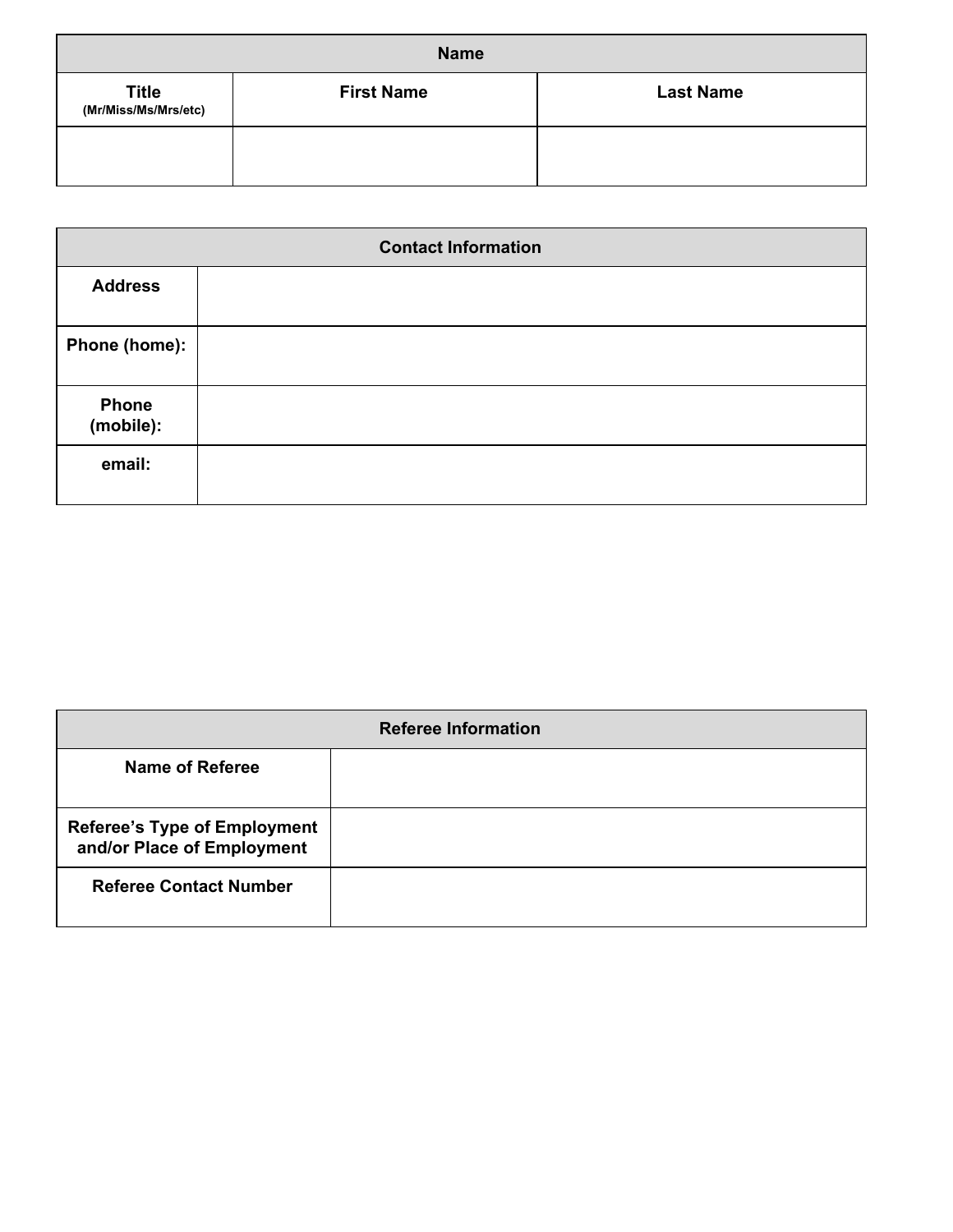| Name | | |
|---|---|---|
| **Title** (Mr/Miss/Ms/Mrs/etc) | **First Name** | **Last Name** |
| | | |

| Contact Information | |
|---|---|
| **Address** | |
| **Phone (home):** | |
| **Phone (mobile):** | |
| **email:** | |

| Referee Information | |
|---|---|
| **Name of Referee** | |
| **Referee's Type of Employment and/or Place of Employment** | |
| **Referee Contact Number** | |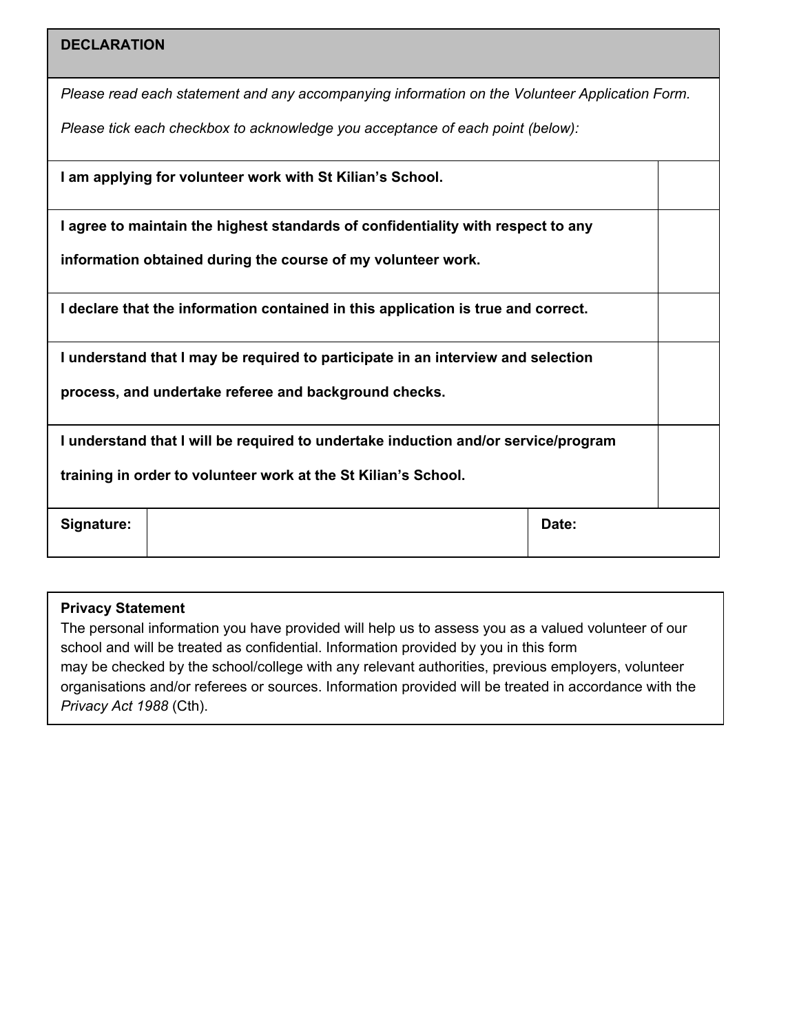| **DECLARATION** | |
|---|---|
| *Please read each statement and any accompanying information on the Volunteer Application Form.*<br><br>*Please tick each checkbox to acknowledge you acceptance of each point (below):* | |
| **I am applying for volunteer work with St Kilian's School.** | |
| **I agree to maintain the highest standards of confidentiality with respect to any information obtained during the course of my volunteer work.** | |
| **I declare that the information contained in this application is true and correct.** | |
| **I understand that I may be required to participate in an interview and selection process, and undertake referee and background checks.** | |
| **I understand that I will be required to undertake induction and/or service/program training in order to volunteer work at the St Kilian's School.** | |

| | | |
|---|---|---|
| **Signature:** | | **Date:** |

**Privacy Statement**

The personal information you have provided will help us to assess you as a valued volunteer of our school and will be treated as confidential. Information provided by you in this form may be checked by the school/college with any relevant authorities, previous employers, volunteer organisations and/or referees or sources. Information provided will be treated in accordance with the *Privacy Act 1988* (Cth).